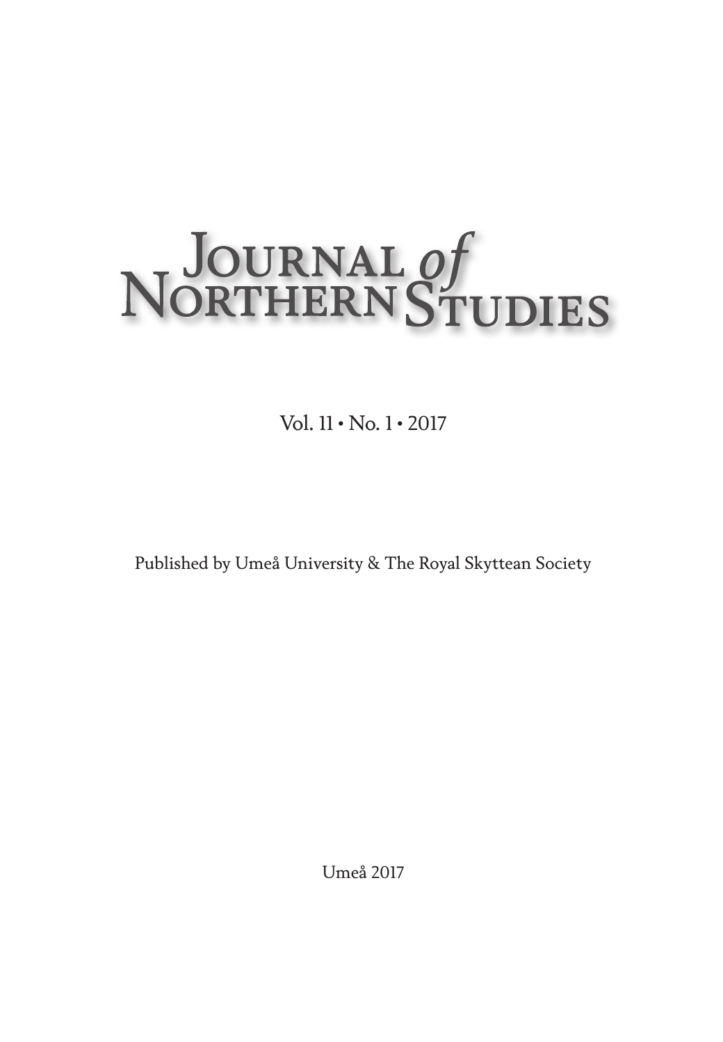# Journal *of* Northern Studies

Vol. 11 • No. 1 • 2017

Published by Umeå University & The Royal Skyttean Society

Umeå 2017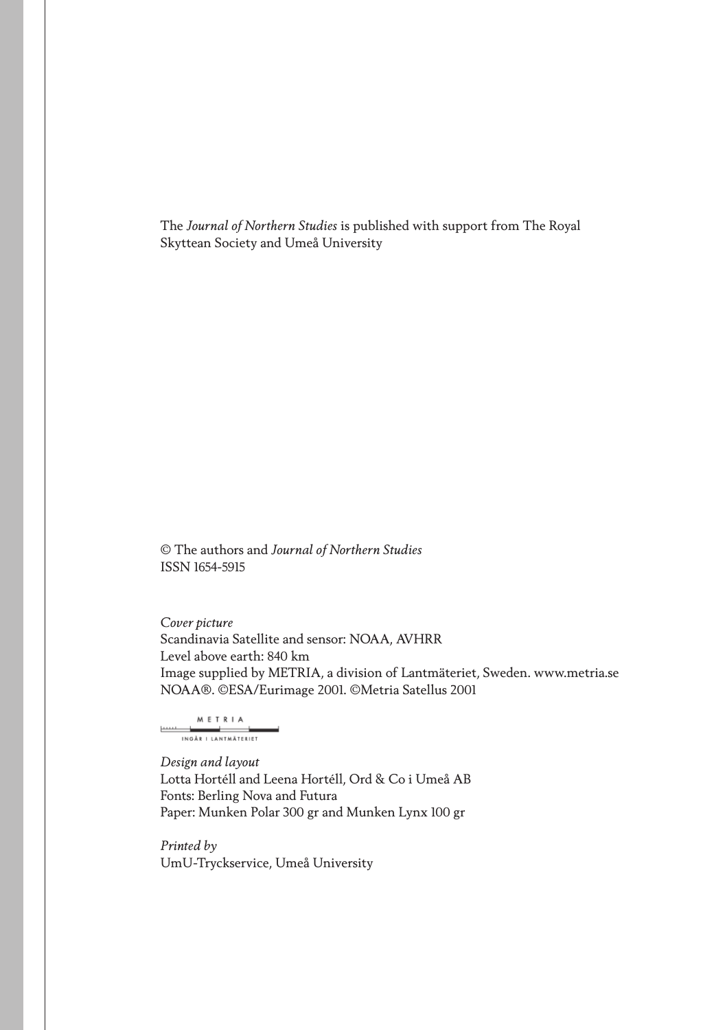The *Journal of Northern Studies* is published with support from The Royal Skyttean Society and Umeå University

© The authors and *Journal of Northern Studies*
ISSN 1654-5915

*Cover picture*
Scandinavia Satellite and sensor: NOAA, AVHRR
Level above earth: 840 km
Image supplied by METRIA, a division of Lantmäteriet, Sweden. www.metria.se
NOAA®. ©ESA/Eurimage 2001. ©Metria Satellus 2001

METRIA
INGÅR I LANTMÄTERIET

*Design and layout*
Lotta Hortéll and Leena Hortéll, Ord & Co i Umeå AB
Fonts: Berling Nova and Futura
Paper: Munken Polar 300 gr and Munken Lynx 100 gr

*Printed by*
UmU-Tryckservice, Umeå University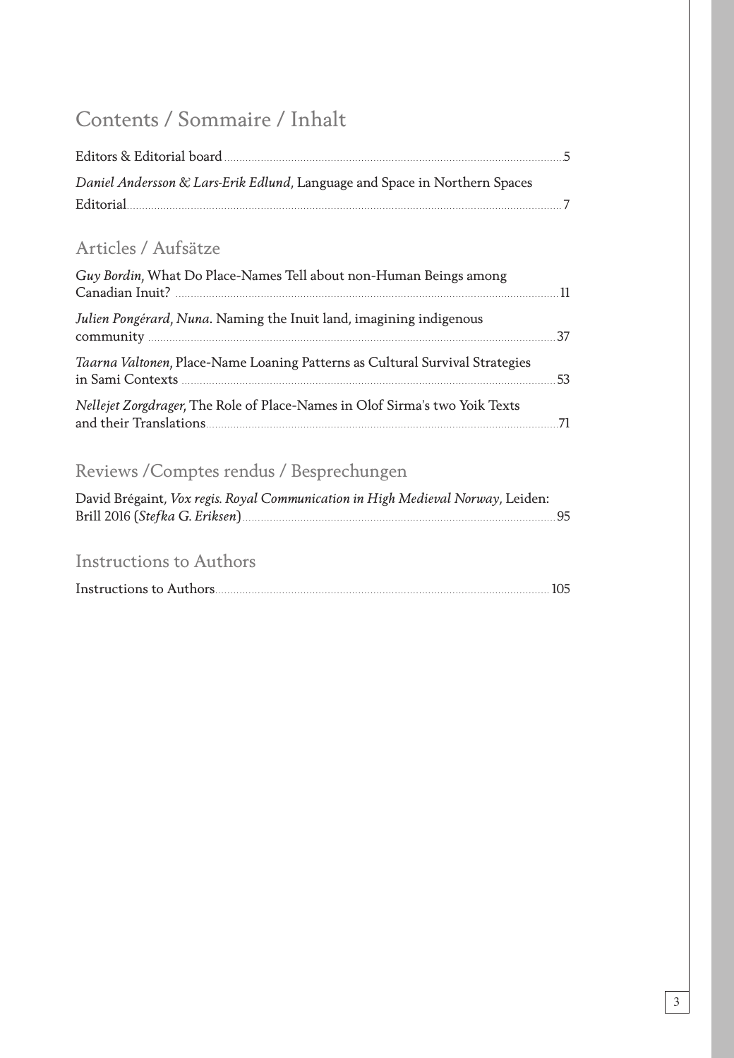# Contents / Sommaire / Inhalt

Editors & Editorial board ..... 5

*Daniel Andersson & Lars-Erik Edlund*, Language and Space in Northern Spaces Editorial ..... 7

## Articles / Aufsätze

*Guy Bordin*, What Do Place-Names Tell about non-Human Beings among Canadian Inuit? ..... 11

*Julien Pongérard*, *Nuna*. Naming the Inuit land, imagining indigenous community ..... 37

*Taarna Valtonen*, Place-Name Loaning Patterns as Cultural Survival Strategies in Sami Contexts ..... 53

*Nellejet Zorgdrager*, The Role of Place-Names in Olof Sirma's two Yoik Texts and their Translations ..... 71

## Reviews /Comptes rendus / Besprechungen

David Brégaint, *Vox regis. Royal Communication in High Medieval Norway*, Leiden: Brill 2016 (*Stefka G. Eriksen*) ..... 95

## Instructions to Authors

Instructions to Authors ..... 105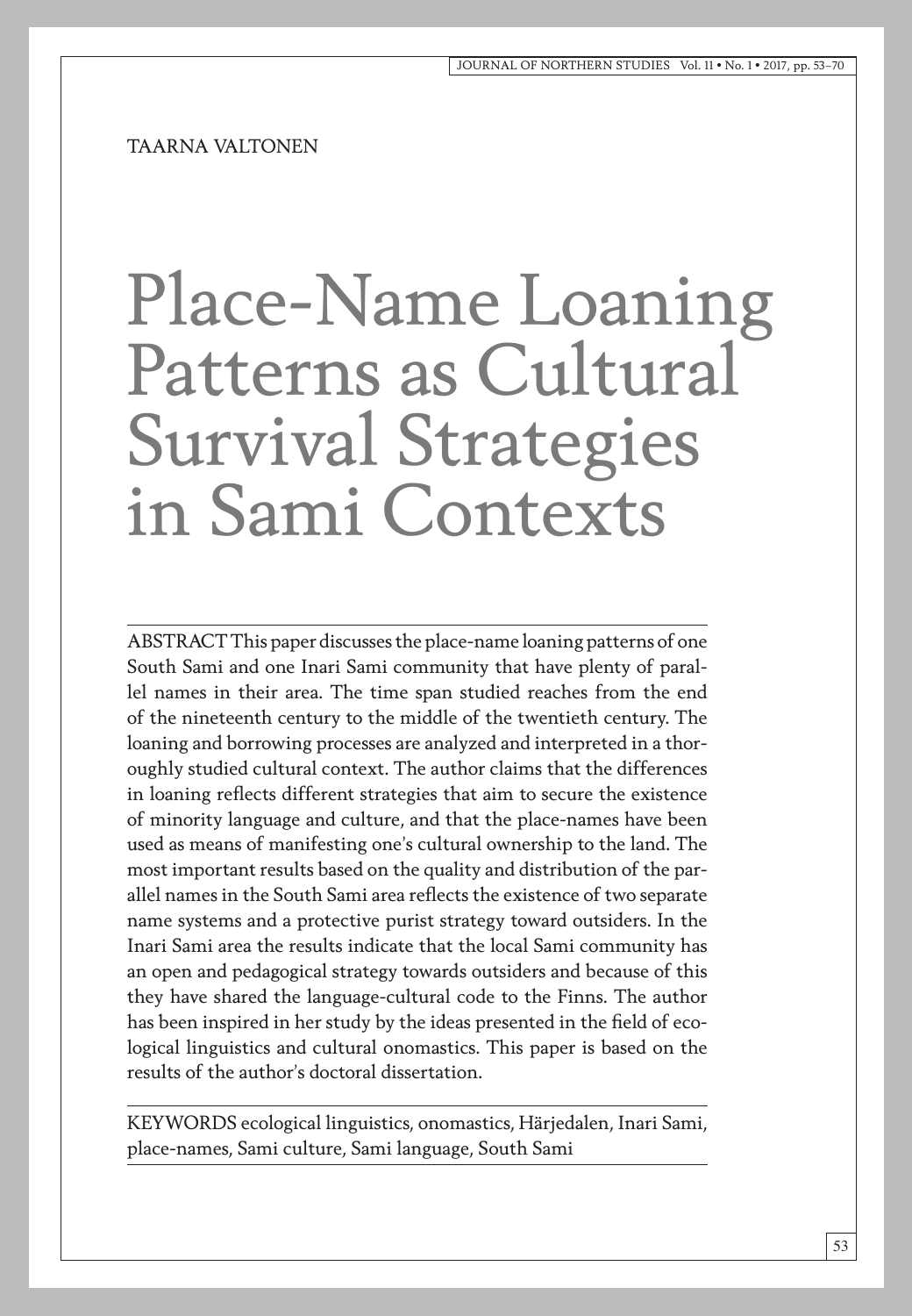TAARNA VALTONEN

# Place-Name Loaning Patterns as Cultural Survival Strategies in Sami Contexts

ABSTRACT This paper discusses the place-name loaning patterns of one South Sami and one Inari Sami community that have plenty of parallel names in their area. The time span studied reaches from the end of the nineteenth century to the middle of the twentieth century. The loaning and borrowing processes are analyzed and interpreted in a thoroughly studied cultural context. The author claims that the differences in loaning reflects different strategies that aim to secure the existence of minority language and culture, and that the place-names have been used as means of manifesting one's cultural ownership to the land. The most important results based on the quality and distribution of the parallel names in the South Sami area reflects the existence of two separate name systems and a protective purist strategy toward outsiders. In the Inari Sami area the results indicate that the local Sami community has an open and pedagogical strategy towards outsiders and because of this they have shared the language-cultural code to the Finns. The author has been inspired in her study by the ideas presented in the field of ecological linguistics and cultural onomastics. This paper is based on the results of the author's doctoral dissertation.

KEYWORDS ecological linguistics, onomastics, Härjedalen, Inari Sami, place-names, Sami culture, Sami language, South Sami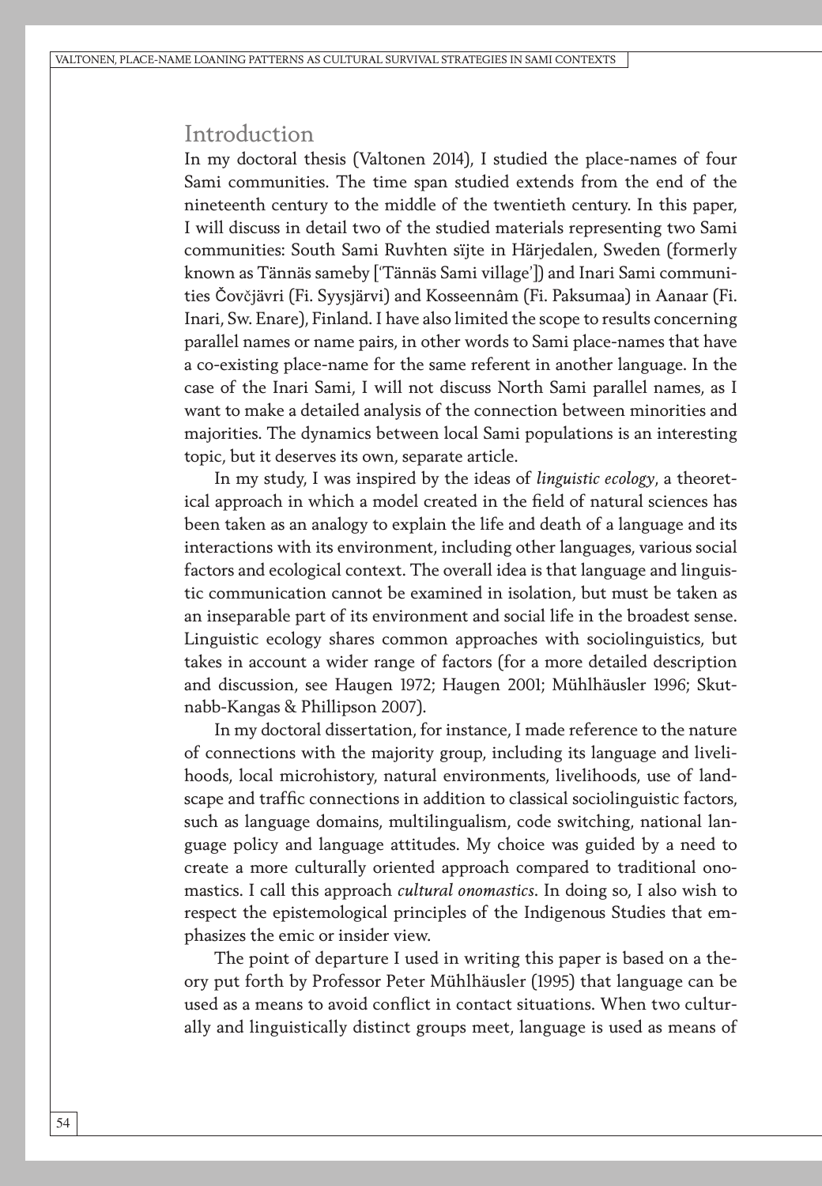## Introduction

In my doctoral thesis (Valtonen 2014), I studied the place-names of four Sami communities. The time span studied extends from the end of the nineteenth century to the middle of the twentieth century. In this paper, I will discuss in detail two of the studied materials representing two Sami communities: South Sami Ruvhten sïjte in Härjedalen, Sweden (formerly known as Tännäs sameby ['Tännäs Sami village']) and Inari Sami communities Čovčjävri (Fi. Syysjärvi) and Kosseennâm (Fi. Paksumaa) in Aanaar (Fi. Inari, Sw. Enare), Finland. I have also limited the scope to results concerning parallel names or name pairs, in other words to Sami place-names that have a co-existing place-name for the same referent in another language. In the case of the Inari Sami, I will not discuss North Sami parallel names, as I want to make a detailed analysis of the connection between minorities and majorities. The dynamics between local Sami populations is an interesting topic, but it deserves its own, separate article.

In my study, I was inspired by the ideas of *linguistic ecology*, a theoretical approach in which a model created in the field of natural sciences has been taken as an analogy to explain the life and death of a language and its interactions with its environment, including other languages, various social factors and ecological context. The overall idea is that language and linguistic communication cannot be examined in isolation, but must be taken as an inseparable part of its environment and social life in the broadest sense. Linguistic ecology shares common approaches with sociolinguistics, but takes in account a wider range of factors (for a more detailed description and discussion, see Haugen 1972; Haugen 2001; Mühlhäusler 1996; Skutnabb-Kangas & Phillipson 2007).

In my doctoral dissertation, for instance, I made reference to the nature of connections with the majority group, including its language and livelihoods, local microhistory, natural environments, livelihoods, use of landscape and traffic connections in addition to classical sociolinguistic factors, such as language domains, multilingualism, code switching, national language policy and language attitudes. My choice was guided by a need to create a more culturally oriented approach compared to traditional onomastics. I call this approach *cultural onomastics*. In doing so, I also wish to respect the epistemological principles of the Indigenous Studies that emphasizes the emic or insider view.

The point of departure I used in writing this paper is based on a theory put forth by Professor Peter Mühlhäusler (1995) that language can be used as a means to avoid conflict in contact situations. When two culturally and linguistically distinct groups meet, language is used as means of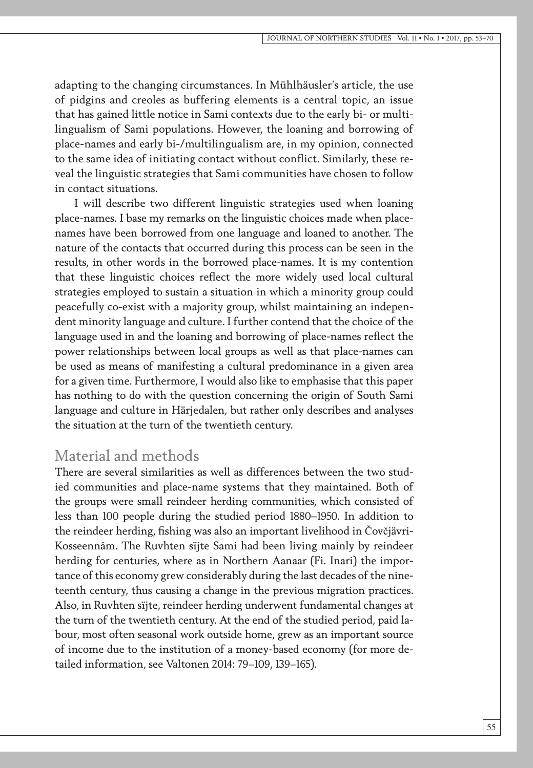adapting to the changing circumstances. In Mühlhäusler's article, the use of pidgins and creoles as buffering elements is a central topic, an issue that has gained little notice in Sami contexts due to the early bi- or multilingualism of Sami populations. However, the loaning and borrowing of place-names and early bi-/multilingualism are, in my opinion, connected to the same idea of initiating contact without conflict. Similarly, these reveal the linguistic strategies that Sami communities have chosen to follow in contact situations.

I will describe two different linguistic strategies used when loaning place-names. I base my remarks on the linguistic choices made when place-names have been borrowed from one language and loaned to another. The nature of the contacts that occurred during this process can be seen in the results, in other words in the borrowed place-names. It is my contention that these linguistic choices reflect the more widely used local cultural strategies employed to sustain a situation in which a minority group could peacefully co-exist with a majority group, whilst maintaining an independent minority language and culture. I further contend that the choice of the language used in and the loaning and borrowing of place-names reflect the power relationships between local groups as well as that place-names can be used as means of manifesting a cultural predominance in a given area for a given time. Furthermore, I would also like to emphasise that this paper has nothing to do with the question concerning the origin of South Sami language and culture in Härjedalen, but rather only describes and analyses the situation at the turn of the twentieth century.

## Material and methods

There are several similarities as well as differences between the two studied communities and place-name systems that they maintained. Both of the groups were small reindeer herding communities, which consisted of less than 100 people during the studied period 1880–1950. In addition to the reindeer herding, fishing was also an important livelihood in Čovčjävri-Kosseennâm. The Ruvhten sïjte Sami had been living mainly by reindeer herding for centuries, where as in Northern Aanaar (Fi. Inari) the importance of this economy grew considerably during the last decades of the nineteenth century, thus causing a change in the previous migration practices. Also, in Ruvhten sïjte, reindeer herding underwent fundamental changes at the turn of the twentieth century. At the end of the studied period, paid labour, most often seasonal work outside home, grew as an important source of income due to the institution of a money-based economy (for more detailed information, see Valtonen 2014: 79–109, 139–165).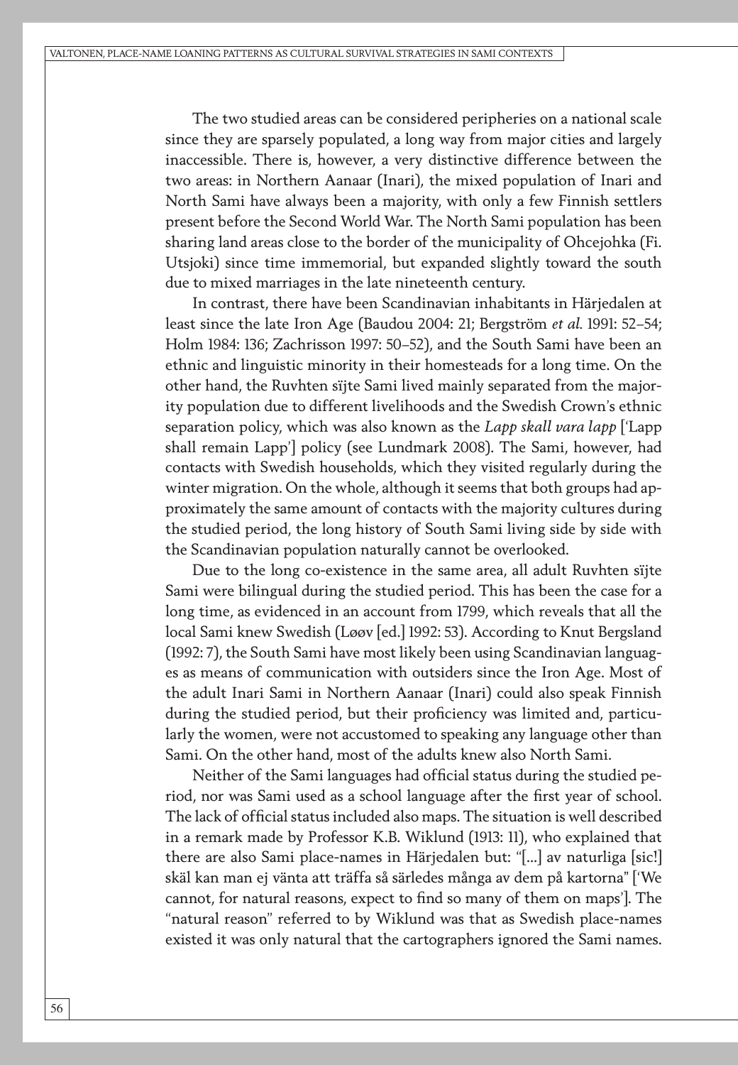The two studied areas can be considered peripheries on a national scale since they are sparsely populated, a long way from major cities and largely inaccessible. There is, however, a very distinctive difference between the two areas: in Northern Aanaar (Inari), the mixed population of Inari and North Sami have always been a majority, with only a few Finnish settlers present before the Second World War. The North Sami population has been sharing land areas close to the border of the municipality of Ohcejohka (Fi. Utsjoki) since time immemorial, but expanded slightly toward the south due to mixed marriages in the late nineteenth century.

In contrast, there have been Scandinavian inhabitants in Härjedalen at least since the late Iron Age (Baudou 2004: 21; Bergström *et al.* 1991: 52–54; Holm 1984: 136; Zachrisson 1997: 50–52), and the South Sami have been an ethnic and linguistic minority in their homesteads for a long time. On the other hand, the Ruvhten sïjte Sami lived mainly separated from the majority population due to different livelihoods and the Swedish Crown's ethnic separation policy, which was also known as the *Lapp skall vara lapp* ['Lapp shall remain Lapp'] policy (see Lundmark 2008). The Sami, however, had contacts with Swedish households, which they visited regularly during the winter migration. On the whole, although it seems that both groups had approximately the same amount of contacts with the majority cultures during the studied period, the long history of South Sami living side by side with the Scandinavian population naturally cannot be overlooked.

Due to the long co-existence in the same area, all adult Ruvhten sïjte Sami were bilingual during the studied period. This has been the case for a long time, as evidenced in an account from 1799, which reveals that all the local Sami knew Swedish (Løøv [ed.] 1992: 53). According to Knut Bergsland (1992: 7), the South Sami have most likely been using Scandinavian languages as means of communication with outsiders since the Iron Age. Most of the adult Inari Sami in Northern Aanaar (Inari) could also speak Finnish during the studied period, but their proficiency was limited and, particularly the women, were not accustomed to speaking any language other than Sami. On the other hand, most of the adults knew also North Sami.

Neither of the Sami languages had official status during the studied period, nor was Sami used as a school language after the first year of school. The lack of official status included also maps. The situation is well described in a remark made by Professor K.B. Wiklund (1913: 11), who explained that there are also Sami place-names in Härjedalen but: "[...] av naturliga [sic!] skäl kan man ej vänta att träffa så särledes många av dem på kartorna" ['We cannot, for natural reasons, expect to find so many of them on maps']. The "natural reason" referred to by Wiklund was that as Swedish place-names existed it was only natural that the cartographers ignored the Sami names.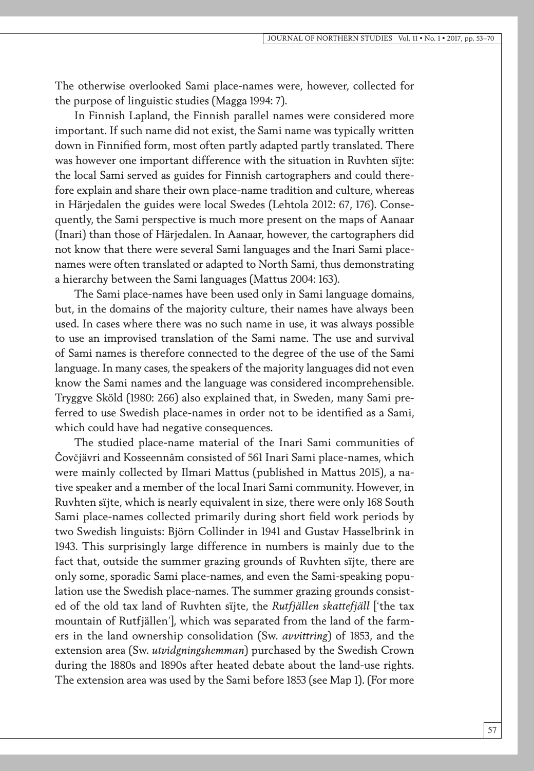The otherwise overlooked Sami place-names were, however, collected for the purpose of linguistic studies (Magga 1994: 7).

In Finnish Lapland, the Finnish parallel names were considered more important. If such name did not exist, the Sami name was typically written down in Finnified form, most often partly adapted partly translated. There was however one important difference with the situation in Ruvhten sïjte: the local Sami served as guides for Finnish cartographers and could therefore explain and share their own place-name tradition and culture, whereas in Härjedalen the guides were local Swedes (Lehtola 2012: 67, 176). Consequently, the Sami perspective is much more present on the maps of Aanaar (Inari) than those of Härjedalen. In Aanaar, however, the cartographers did not know that there were several Sami languages and the Inari Sami place-names were often translated or adapted to North Sami, thus demonstrating a hierarchy between the Sami languages (Mattus 2004: 163).

The Sami place-names have been used only in Sami language domains, but, in the domains of the majority culture, their names have always been used. In cases where there was no such name in use, it was always possible to use an improvised translation of the Sami name. The use and survival of Sami names is therefore connected to the degree of the use of the Sami language. In many cases, the speakers of the majority languages did not even know the Sami names and the language was considered incomprehensible. Tryggve Sköld (1980: 266) also explained that, in Sweden, many Sami preferred to use Swedish place-names in order not to be identified as a Sami, which could have had negative consequences.

The studied place-name material of the Inari Sami communities of Čovčjävri and Kosseennâm consisted of 561 Inari Sami place-names, which were mainly collected by Ilmari Mattus (published in Mattus 2015), a native speaker and a member of the local Inari Sami community. However, in Ruvhten sïjte, which is nearly equivalent in size, there were only 168 South Sami place-names collected primarily during short field work periods by two Swedish linguists: Björn Collinder in 1941 and Gustav Hasselbrink in 1943. This surprisingly large difference in numbers is mainly due to the fact that, outside the summer grazing grounds of Ruvhten sïjte, there are only some, sporadic Sami place-names, and even the Sami-speaking population use the Swedish place-names. The summer grazing grounds consisted of the old tax land of Ruvhten sïjte, the *Rutfjällen skattefjäll* ['the tax mountain of Rutfjällen'], which was separated from the land of the farmers in the land ownership consolidation (Sw. *avvittring*) of 1853, and the extension area (Sw. *utvidgningshemman*) purchased by the Swedish Crown during the 1880s and 1890s after heated debate about the land-use rights. The extension area was used by the Sami before 1853 (see Map 1). (For more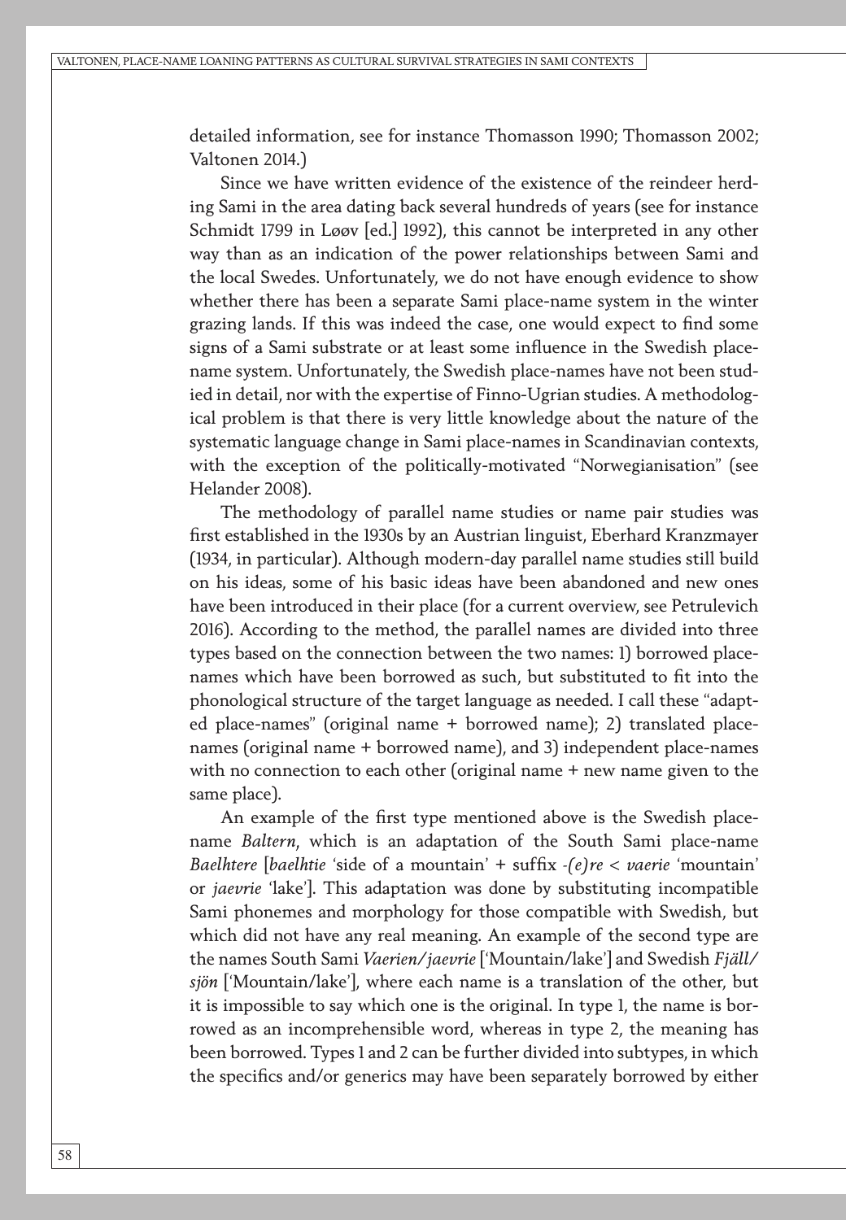detailed information, see for instance Thomasson 1990; Thomasson 2002; Valtonen 2014.)

Since we have written evidence of the existence of the reindeer herding Sami in the area dating back several hundreds of years (see for instance Schmidt 1799 in Løøv [ed.] 1992), this cannot be interpreted in any other way than as an indication of the power relationships between Sami and the local Swedes. Unfortunately, we do not have enough evidence to show whether there has been a separate Sami place-name system in the winter grazing lands. If this was indeed the case, one would expect to find some signs of a Sami substrate or at least some influence in the Swedish place-name system. Unfortunately, the Swedish place-names have not been studied in detail, nor with the expertise of Finno-Ugrian studies. A methodological problem is that there is very little knowledge about the nature of the systematic language change in Sami place-names in Scandinavian contexts, with the exception of the politically-motivated "Norwegianisation" (see Helander 2008).

The methodology of parallel name studies or name pair studies was first established in the 1930s by an Austrian linguist, Eberhard Kranzmayer (1934, in particular). Although modern-day parallel name studies still build on his ideas, some of his basic ideas have been abandoned and new ones have been introduced in their place (for a current overview, see Petrulevich 2016). According to the method, the parallel names are divided into three types based on the connection between the two names: 1) borrowed place-names which have been borrowed as such, but substituted to fit into the phonological structure of the target language as needed. I call these "adapted place-names" (original name + borrowed name); 2) translated place-names (original name + borrowed name), and 3) independent place-names with no connection to each other (original name + new name given to the same place).

An example of the first type mentioned above is the Swedish place-name *Baltern*, which is an adaptation of the South Sami place-name *Baelhtere* [*baelhtie* 'side of a mountain' + suffix *-(e)re* < *vaerie* 'mountain' or *jaevrie* 'lake']. This adaptation was done by substituting incompatible Sami phonemes and morphology for those compatible with Swedish, but which did not have any real meaning. An example of the second type are the names South Sami *Vaerien/jaevrie* ['Mountain/lake'] and Swedish *Fjäll/sjön* ['Mountain/lake'], where each name is a translation of the other, but it is impossible to say which one is the original. In type 1, the name is borrowed as an incomprehensible word, whereas in type 2, the meaning has been borrowed. Types 1 and 2 can be further divided into subtypes, in which the specifics and/or generics may have been separately borrowed by either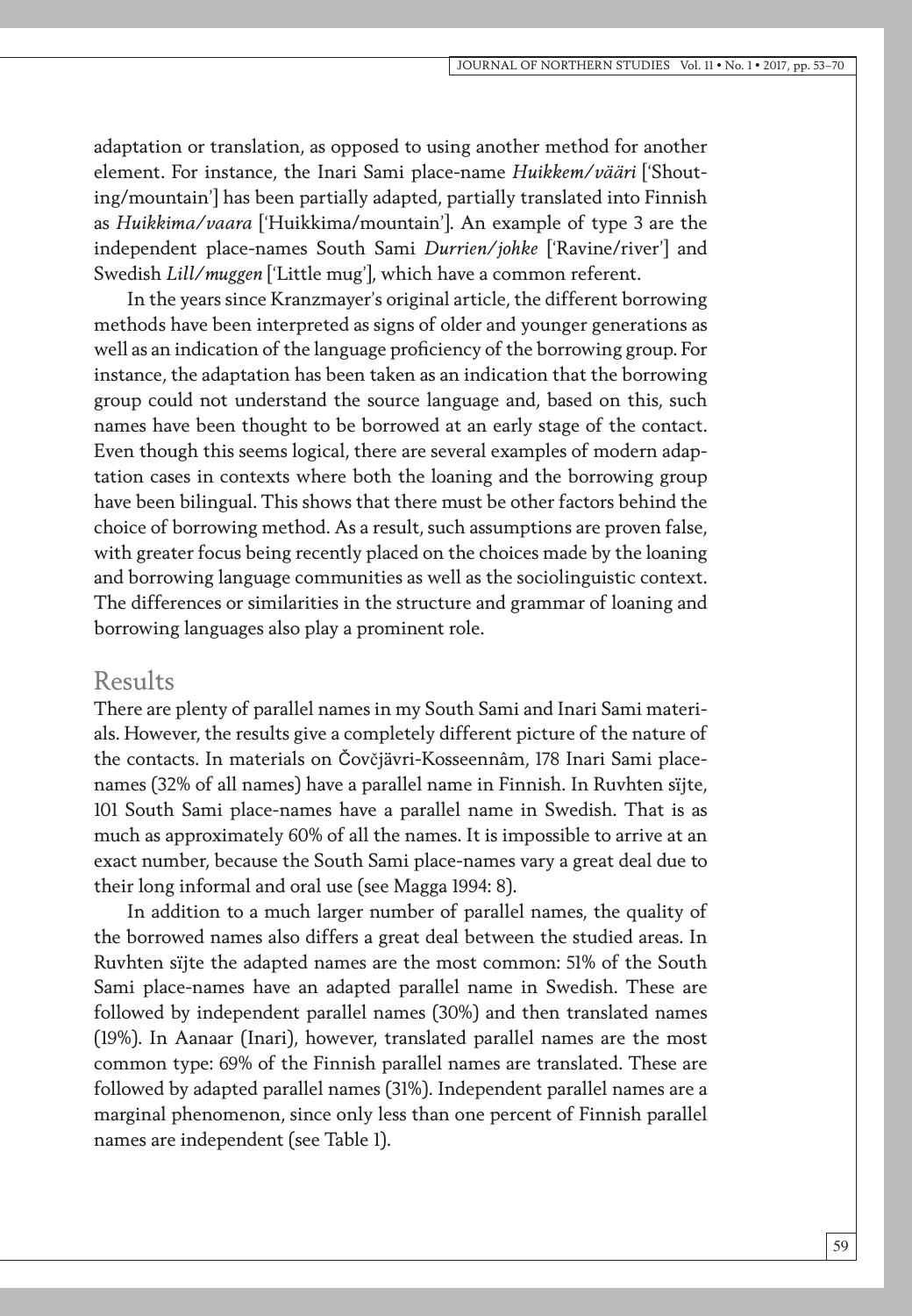adaptation or translation, as opposed to using another method for another element. For instance, the Inari Sami place-name *Huikkem/vääri* ['Shouting/mountain'] has been partially adapted, partially translated into Finnish as *Huikkima/vaara* ['Huikkima/mountain']. An example of type 3 are the independent place-names South Sami *Durrien/johke* ['Ravine/river'] and Swedish *Lill/muggen* ['Little mug'], which have a common referent.

In the years since Kranzmayer's original article, the different borrowing methods have been interpreted as signs of older and younger generations as well as an indication of the language proficiency of the borrowing group. For instance, the adaptation has been taken as an indication that the borrowing group could not understand the source language and, based on this, such names have been thought to be borrowed at an early stage of the contact. Even though this seems logical, there are several examples of modern adaptation cases in contexts where both the loaning and the borrowing group have been bilingual. This shows that there must be other factors behind the choice of borrowing method. As a result, such assumptions are proven false, with greater focus being recently placed on the choices made by the loaning and borrowing language communities as well as the sociolinguistic context. The differences or similarities in the structure and grammar of loaning and borrowing languages also play a prominent role.

## Results

There are plenty of parallel names in my South Sami and Inari Sami materials. However, the results give a completely different picture of the nature of the contacts. In materials on Čovčjävri-Kosseennâm, 178 Inari Sami place-names (32% of all names) have a parallel name in Finnish. In Ruvhten sïjte, 101 South Sami place-names have a parallel name in Swedish. That is as much as approximately 60% of all the names. It is impossible to arrive at an exact number, because the South Sami place-names vary a great deal due to their long informal and oral use (see Magga 1994: 8).

In addition to a much larger number of parallel names, the quality of the borrowed names also differs a great deal between the studied areas. In Ruvhten sïjte the adapted names are the most common: 51% of the South Sami place-names have an adapted parallel name in Swedish. These are followed by independent parallel names (30%) and then translated names (19%). In Aanaar (Inari), however, translated parallel names are the most common type: 69% of the Finnish parallel names are translated. These are followed by adapted parallel names (31%). Independent parallel names are a marginal phenomenon, since only less than one percent of Finnish parallel names are independent (see Table 1).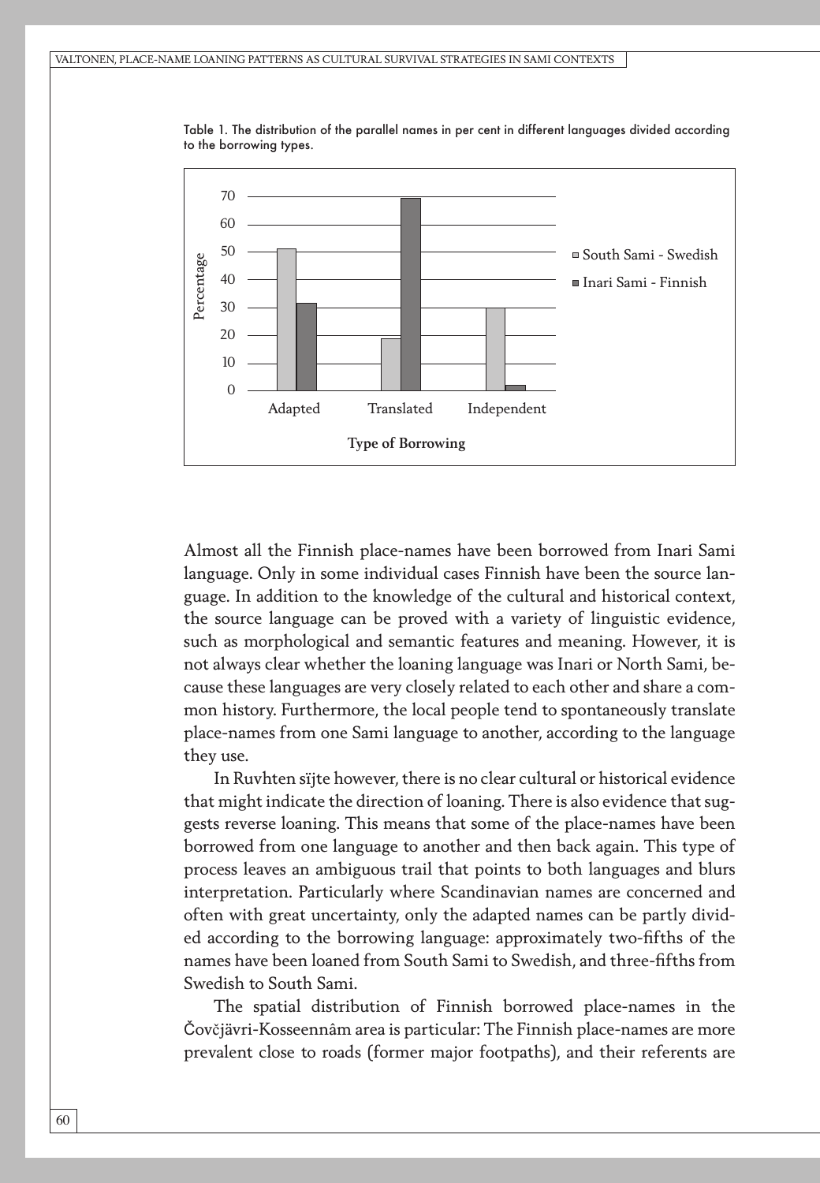Table 1. The distribution of the parallel names in per cent in different languages divided according to the borrowing types.

Almost all the Finnish place-names have been borrowed from Inari Sami language. Only in some individual cases Finnish have been the source language. In addition to the knowledge of the cultural and historical context, the source language can be proved with a variety of linguistic evidence, such as morphological and semantic features and meaning. However, it is not always clear whether the loaning language was Inari or North Sami, because these languages are very closely related to each other and share a common history. Furthermore, the local people tend to spontaneously translate place-names from one Sami language to another, according to the language they use.

In Ruvhten sïjte however, there is no clear cultural or historical evidence that might indicate the direction of loaning. There is also evidence that suggests reverse loaning. This means that some of the place-names have been borrowed from one language to another and then back again. This type of process leaves an ambiguous trail that points to both languages and blurs interpretation. Particularly where Scandinavian names are concerned and often with great uncertainty, only the adapted names can be partly divided according to the borrowing language: approximately two-fifths of the names have been loaned from South Sami to Swedish, and three-fifths from Swedish to South Sami.

The spatial distribution of Finnish borrowed place-names in the Čovčjävri-Kosseennâm area is particular: The Finnish place-names are more prevalent close to roads (former major footpaths), and their referents are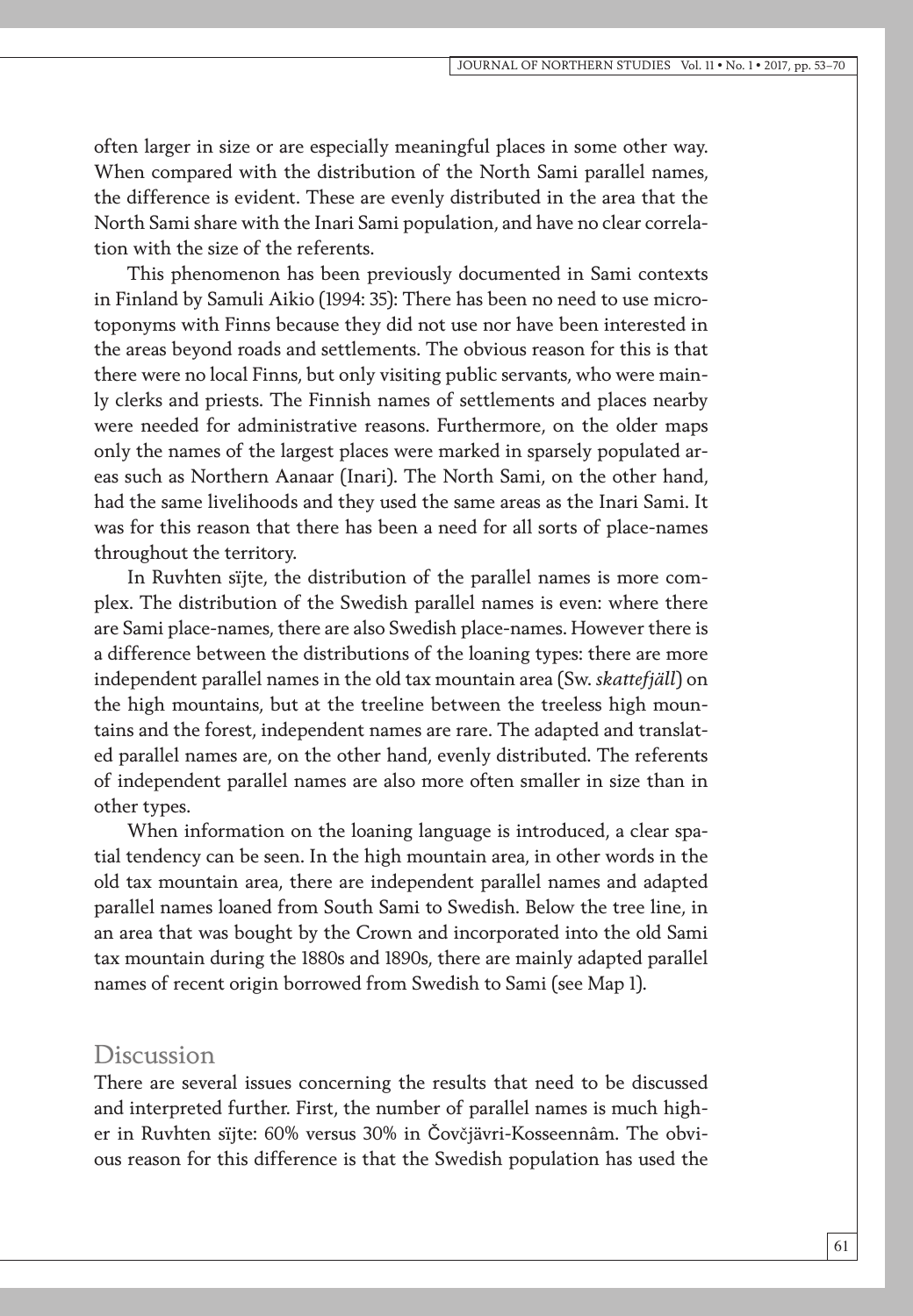often larger in size or are especially meaningful places in some other way. When compared with the distribution of the North Sami parallel names, the difference is evident. These are evenly distributed in the area that the North Sami share with the Inari Sami population, and have no clear correlation with the size of the referents.

This phenomenon has been previously documented in Sami contexts in Finland by Samuli Aikio (1994: 35): There has been no need to use microtoponyms with Finns because they did not use nor have been interested in the areas beyond roads and settlements. The obvious reason for this is that there were no local Finns, but only visiting public servants, who were mainly clerks and priests. The Finnish names of settlements and places nearby were needed for administrative reasons. Furthermore, on the older maps only the names of the largest places were marked in sparsely populated areas such as Northern Aanaar (Inari). The North Sami, on the other hand, had the same livelihoods and they used the same areas as the Inari Sami. It was for this reason that there has been a need for all sorts of place-names throughout the territory.

In Ruvhten sïjte, the distribution of the parallel names is more complex. The distribution of the Swedish parallel names is even: where there are Sami place-names, there are also Swedish place-names. However there is a difference between the distributions of the loaning types: there are more independent parallel names in the old tax mountain area (Sw. *skattefjäll*) on the high mountains, but at the treeline between the treeless high mountains and the forest, independent names are rare. The adapted and translated parallel names are, on the other hand, evenly distributed. The referents of independent parallel names are also more often smaller in size than in other types.

When information on the loaning language is introduced, a clear spatial tendency can be seen. In the high mountain area, in other words in the old tax mountain area, there are independent parallel names and adapted parallel names loaned from South Sami to Swedish. Below the tree line, in an area that was bought by the Crown and incorporated into the old Sami tax mountain during the 1880s and 1890s, there are mainly adapted parallel names of recent origin borrowed from Swedish to Sami (see Map 1).

## Discussion

There are several issues concerning the results that need to be discussed and interpreted further. First, the number of parallel names is much higher in Ruvhten sïjte: 60% versus 30% in Čovčjävri-Kosseennâm. The obvious reason for this difference is that the Swedish population has used the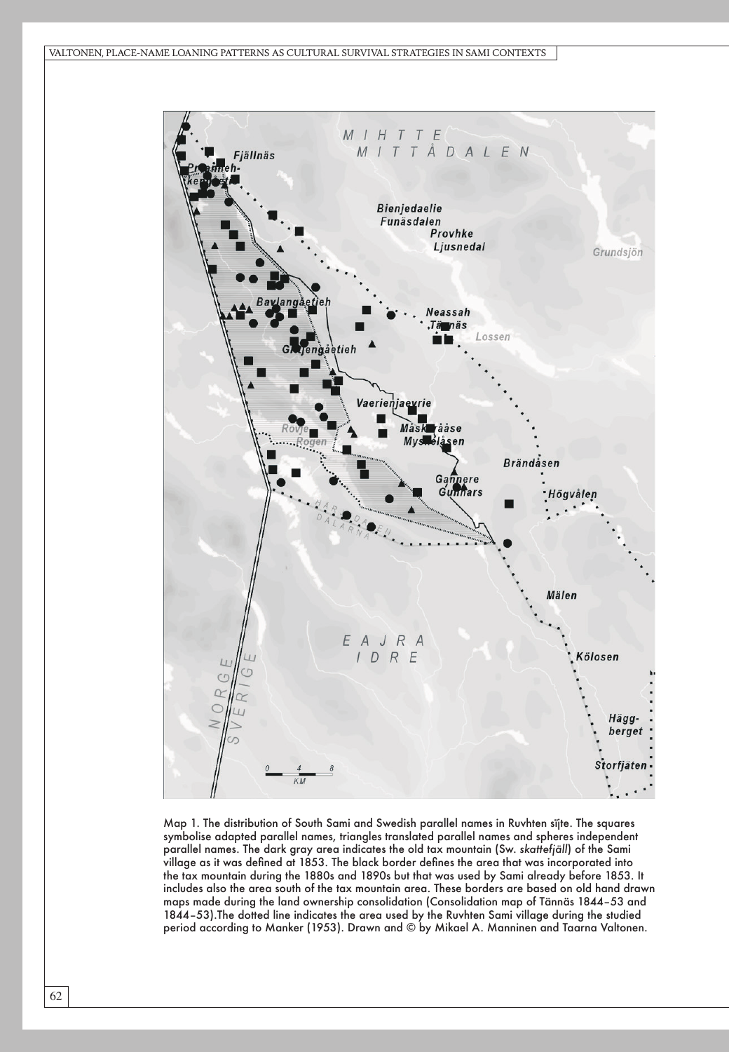Map 1. The distribution of South Sami and Swedish parallel names in Ruvhten sïjte. The squares symbolise adapted parallel names, triangles translated parallel names and spheres independent parallel names. The dark gray area indicates the old tax mountain (Sw. *skattefjäll*) of the Sami village as it was defined at 1853. The black border defines the area that was incorporated into the tax mountain during the 1880s and 1890s but that was used by Sami already before 1853. It includes also the area south of the tax mountain area. These borders are based on old hand drawn maps made during the land ownership consolidation (Consolidation map of Tännäs 1844–53 and 1844–53).The dotted line indicates the area used by the Ruvhten Sami village during the studied period according to Manker (1953). Drawn and © by Mikael A. Manninen and Taarna Valtonen.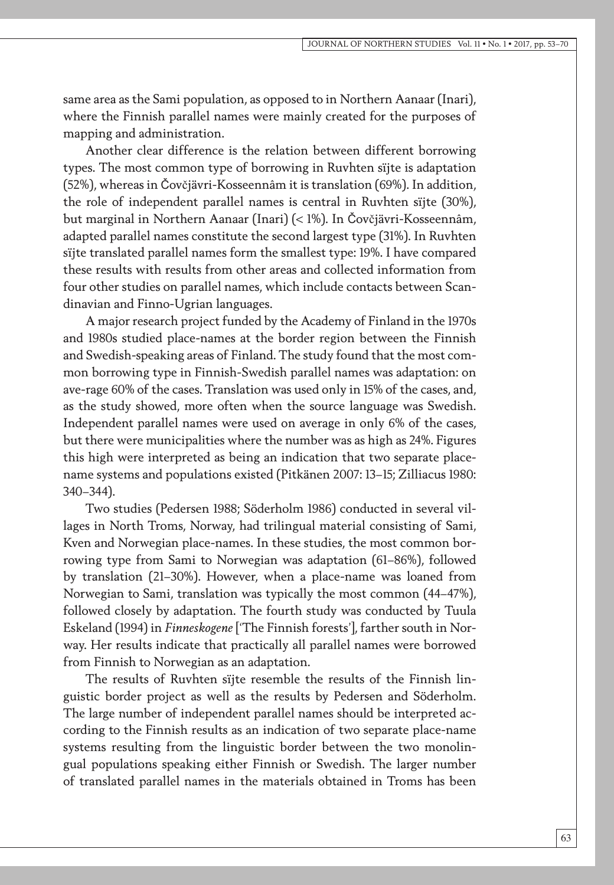same area as the Sami population, as opposed to in Northern Aanaar (Inari), where the Finnish parallel names were mainly created for the purposes of mapping and administration.

Another clear difference is the relation between different borrowing types. The most common type of borrowing in Ruvhten sïjte is adaptation (52%), whereas in Čovčjävri-Kosseennâm it is translation (69%). In addition, the role of independent parallel names is central in Ruvhten sïjte (30%), but marginal in Northern Aanaar (Inari) (< 1%). In Čovčjävri-Kosseennâm, adapted parallel names constitute the second largest type (31%). In Ruvhten sïjte translated parallel names form the smallest type: 19%. I have compared these results with results from other areas and collected information from four other studies on parallel names, which include contacts between Scandinavian and Finno-Ugrian languages.

A major research project funded by the Academy of Finland in the 1970s and 1980s studied place-names at the border region between the Finnish and Swedish-speaking areas of Finland. The study found that the most common borrowing type in Finnish-Swedish parallel names was adaptation: on ave-rage 60% of the cases. Translation was used only in 15% of the cases, and, as the study showed, more often when the source language was Swedish. Independent parallel names were used on average in only 6% of the cases, but there were municipalities where the number was as high as 24%. Figures this high were interpreted as being an indication that two separate place-name systems and populations existed (Pitkänen 2007: 13–15; Zilliacus 1980: 340–344).

Two studies (Pedersen 1988; Söderholm 1986) conducted in several villages in North Troms, Norway, had trilingual material consisting of Sami, Kven and Norwegian place-names. In these studies, the most common borrowing type from Sami to Norwegian was adaptation (61–86%), followed by translation (21–30%). However, when a place-name was loaned from Norwegian to Sami, translation was typically the most common (44–47%), followed closely by adaptation. The fourth study was conducted by Tuula Eskeland (1994) in *Finneskogene* ['The Finnish forests'], farther south in Norway. Her results indicate that practically all parallel names were borrowed from Finnish to Norwegian as an adaptation.

The results of Ruvhten sïjte resemble the results of the Finnish linguistic border project as well as the results by Pedersen and Söderholm. The large number of independent parallel names should be interpreted according to the Finnish results as an indication of two separate place-name systems resulting from the linguistic border between the two monolingual populations speaking either Finnish or Swedish. The larger number of translated parallel names in the materials obtained in Troms has been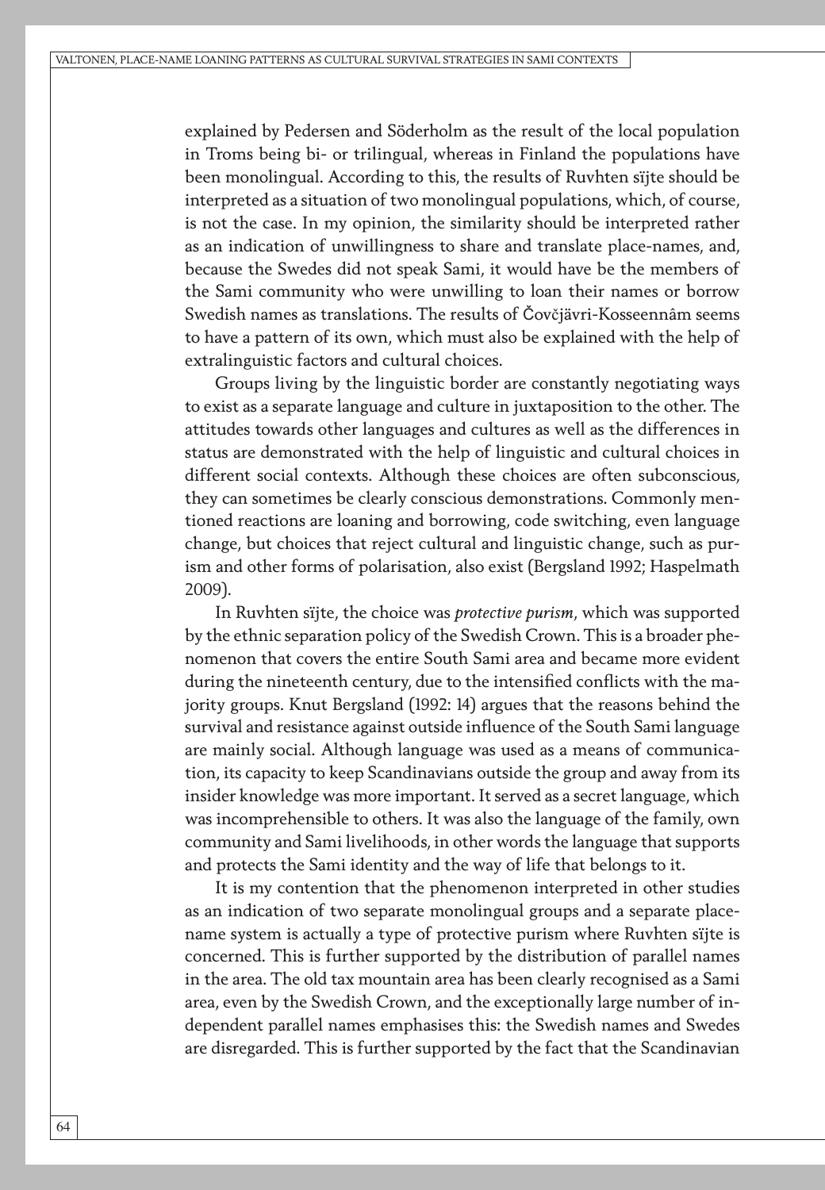explained by Pedersen and Söderholm as the result of the local population in Troms being bi- or trilingual, whereas in Finland the populations have been monolingual. According to this, the results of Ruvhten sïjte should be interpreted as a situation of two monolingual populations, which, of course, is not the case. In my opinion, the similarity should be interpreted rather as an indication of unwillingness to share and translate place-names, and, because the Swedes did not speak Sami, it would have be the members of the Sami community who were unwilling to loan their names or borrow Swedish names as translations. The results of Čovčjävri-Kosseennâm seems to have a pattern of its own, which must also be explained with the help of extralinguistic factors and cultural choices.

Groups living by the linguistic border are constantly negotiating ways to exist as a separate language and culture in juxtaposition to the other. The attitudes towards other languages and cultures as well as the differences in status are demonstrated with the help of linguistic and cultural choices in different social contexts. Although these choices are often subconscious, they can sometimes be clearly conscious demonstrations. Commonly mentioned reactions are loaning and borrowing, code switching, even language change, but choices that reject cultural and linguistic change, such as purism and other forms of polarisation, also exist (Bergsland 1992; Haspelmath 2009).

In Ruvhten sïjte, the choice was *protective purism*, which was supported by the ethnic separation policy of the Swedish Crown. This is a broader phenomenon that covers the entire South Sami area and became more evident during the nineteenth century, due to the intensified conflicts with the majority groups. Knut Bergsland (1992: 14) argues that the reasons behind the survival and resistance against outside influence of the South Sami language are mainly social. Although language was used as a means of communication, its capacity to keep Scandinavians outside the group and away from its insider knowledge was more important. It served as a secret language, which was incomprehensible to others. It was also the language of the family, own community and Sami livelihoods, in other words the language that supports and protects the Sami identity and the way of life that belongs to it.

It is my contention that the phenomenon interpreted in other studies as an indication of two separate monolingual groups and a separate place-name system is actually a type of protective purism where Ruvhten sïjte is concerned. This is further supported by the distribution of parallel names in the area. The old tax mountain area has been clearly recognised as a Sami area, even by the Swedish Crown, and the exceptionally large number of independent parallel names emphasises this: the Swedish names and Swedes are disregarded. This is further supported by the fact that the Scandinavian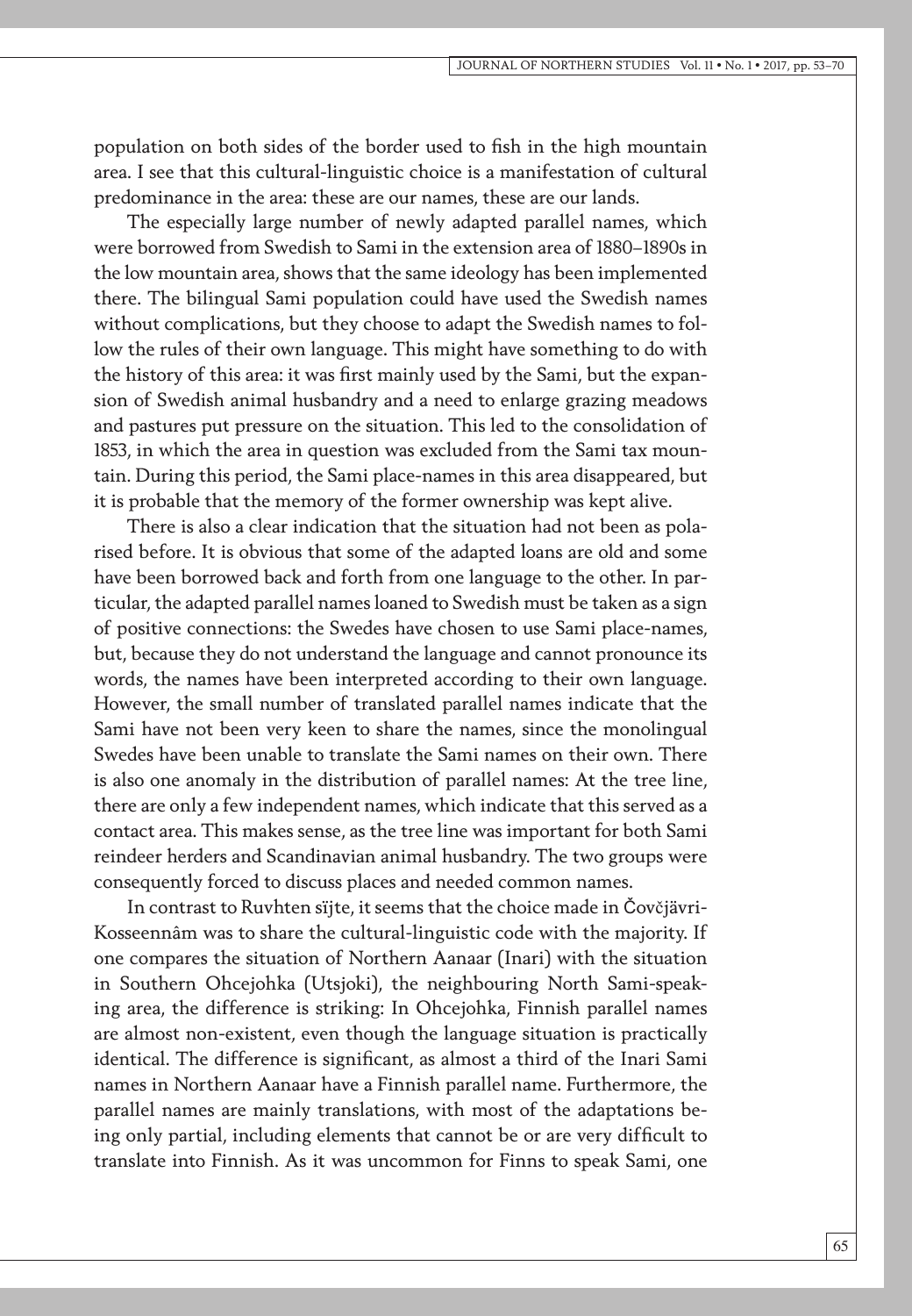population on both sides of the border used to fish in the high mountain area. I see that this cultural-linguistic choice is a manifestation of cultural predominance in the area: these are our names, these are our lands.

The especially large number of newly adapted parallel names, which were borrowed from Swedish to Sami in the extension area of 1880–1890s in the low mountain area, shows that the same ideology has been implemented there. The bilingual Sami population could have used the Swedish names without complications, but they choose to adapt the Swedish names to follow the rules of their own language. This might have something to do with the history of this area: it was first mainly used by the Sami, but the expansion of Swedish animal husbandry and a need to enlarge grazing meadows and pastures put pressure on the situation. This led to the consolidation of 1853, in which the area in question was excluded from the Sami tax mountain. During this period, the Sami place-names in this area disappeared, but it is probable that the memory of the former ownership was kept alive.

There is also a clear indication that the situation had not been as polarised before. It is obvious that some of the adapted loans are old and some have been borrowed back and forth from one language to the other. In particular, the adapted parallel names loaned to Swedish must be taken as a sign of positive connections: the Swedes have chosen to use Sami place-names, but, because they do not understand the language and cannot pronounce its words, the names have been interpreted according to their own language. However, the small number of translated parallel names indicate that the Sami have not been very keen to share the names, since the monolingual Swedes have been unable to translate the Sami names on their own. There is also one anomaly in the distribution of parallel names: At the tree line, there are only a few independent names, which indicate that this served as a contact area. This makes sense, as the tree line was important for both Sami reindeer herders and Scandinavian animal husbandry. The two groups were consequently forced to discuss places and needed common names.

In contrast to Ruvhten sïjte, it seems that the choice made in Čovčjävri-Kosseennâm was to share the cultural-linguistic code with the majority. If one compares the situation of Northern Aanaar (Inari) with the situation in Southern Ohcejohka (Utsjoki), the neighbouring North Sami-speaking area, the difference is striking: In Ohcejohka, Finnish parallel names are almost non-existent, even though the language situation is practically identical. The difference is significant, as almost a third of the Inari Sami names in Northern Aanaar have a Finnish parallel name. Furthermore, the parallel names are mainly translations, with most of the adaptations being only partial, including elements that cannot be or are very difficult to translate into Finnish. As it was uncommon for Finns to speak Sami, one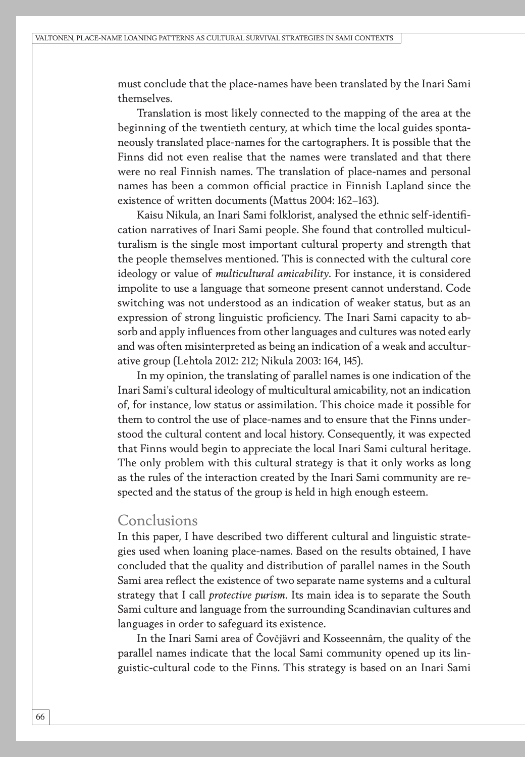must conclude that the place-names have been translated by the Inari Sami themselves.

Translation is most likely connected to the mapping of the area at the beginning of the twentieth century, at which time the local guides spontaneously translated place-names for the cartographers. It is possible that the Finns did not even realise that the names were translated and that there were no real Finnish names. The translation of place-names and personal names has been a common official practice in Finnish Lapland since the existence of written documents (Mattus 2004: 162–163).

Kaisu Nikula, an Inari Sami folklorist, analysed the ethnic self-identification narratives of Inari Sami people. She found that controlled multiculturalism is the single most important cultural property and strength that the people themselves mentioned. This is connected with the cultural core ideology or value of *multicultural amicability*. For instance, it is considered impolite to use a language that someone present cannot understand. Code switching was not understood as an indication of weaker status, but as an expression of strong linguistic proficiency. The Inari Sami capacity to absorb and apply influences from other languages and cultures was noted early and was often misinterpreted as being an indication of a weak and acculturative group (Lehtola 2012: 212; Nikula 2003: 164, 145).

In my opinion, the translating of parallel names is one indication of the Inari Sami's cultural ideology of multicultural amicability, not an indication of, for instance, low status or assimilation. This choice made it possible for them to control the use of place-names and to ensure that the Finns understood the cultural content and local history. Consequently, it was expected that Finns would begin to appreciate the local Inari Sami cultural heritage. The only problem with this cultural strategy is that it only works as long as the rules of the interaction created by the Inari Sami community are respected and the status of the group is held in high enough esteem.

## Conclusions

In this paper, I have described two different cultural and linguistic strategies used when loaning place-names. Based on the results obtained, I have concluded that the quality and distribution of parallel names in the South Sami area reflect the existence of two separate name systems and a cultural strategy that I call *protective purism*. Its main idea is to separate the South Sami culture and language from the surrounding Scandinavian cultures and languages in order to safeguard its existence.

In the Inari Sami area of Čovčjävri and Kosseennâm, the quality of the parallel names indicate that the local Sami community opened up its linguistic-cultural code to the Finns. This strategy is based on an Inari Sami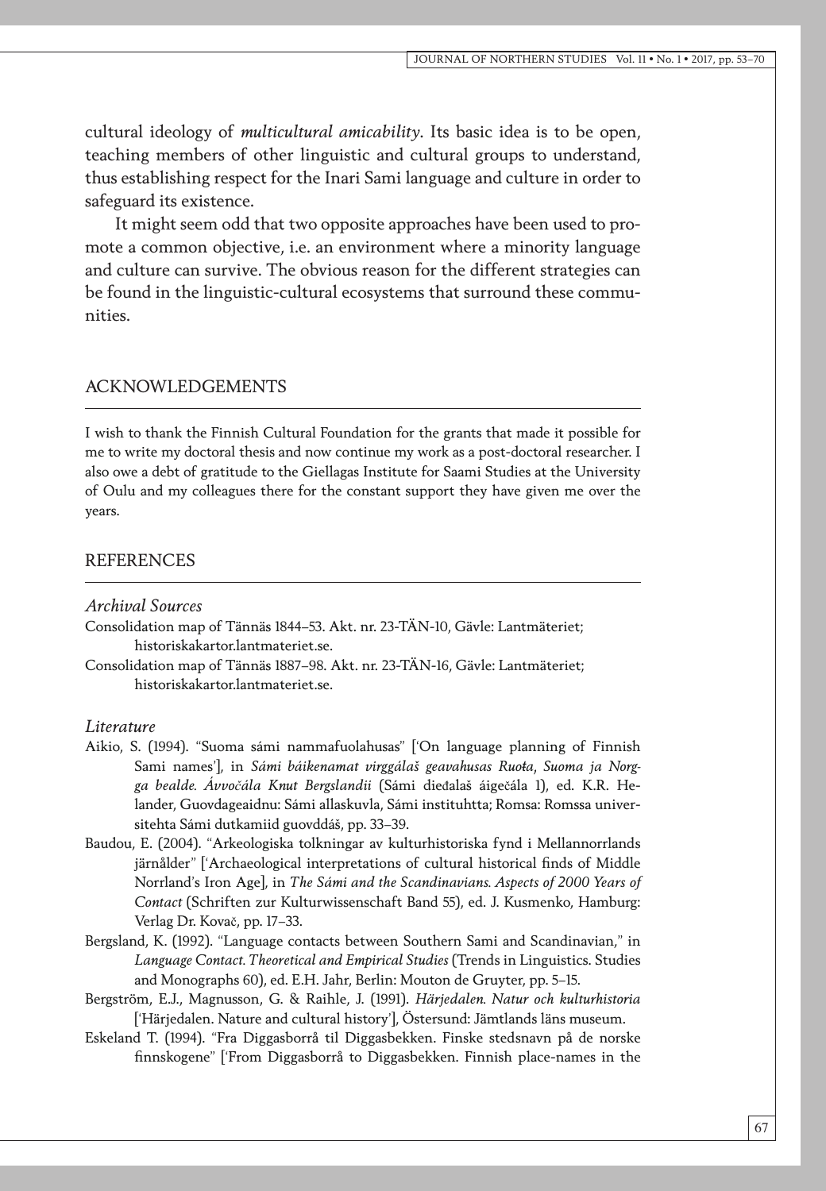cultural ideology of *multicultural amicability*. Its basic idea is to be open, teaching members of other linguistic and cultural groups to understand, thus establishing respect for the Inari Sami language and culture in order to safeguard its existence.

It might seem odd that two opposite approaches have been used to promote a common objective, i.e. an environment where a minority language and culture can survive. The obvious reason for the different strategies can be found in the linguistic-cultural ecosystems that surround these communities.

## ACKNOWLEDGEMENTS

I wish to thank the Finnish Cultural Foundation for the grants that made it possible for me to write my doctoral thesis and now continue my work as a post-doctoral researcher. I also owe a debt of gratitude to the Giellagas Institute for Saami Studies at the University of Oulu and my colleagues there for the constant support they have given me over the years.

## REFERENCES

### *Archival Sources*

Consolidation map of Tännäs 1844–53. Akt. nr. 23-TÄN-10, Gävle: Lantmäteriet; historiskakartor.lantmateriet.se.

Consolidation map of Tännäs 1887–98. Akt. nr. 23-TÄN-16, Gävle: Lantmäteriet; historiskakartor.lantmateriet.se.

### *Literature*

Aikio, S. (1994). "Suoma sámi nammafuolahusas" ['On language planning of Finnish Sami names'], in *Sámi báikenamat virggálaš geavahusas Ruoŧa, Suoma ja Norgga bealde. Ávvočála Knut Bergslandii* (Sámi dieđalaš áigečála 1), ed. K.R. Helander, Guovdageaidnu: Sámi allaskuvla, Sámi instituhtta; Romsa: Romssa universitehta Sámi dutkamiid guovddáš, pp. 33–39.

Baudou, E. (2004). "Arkeologiska tolkningar av kulturhistoriska fynd i Mellannorrlands järnålder" ['Archaeological interpretations of cultural historical finds of Middle Norrland's Iron Age], in *The Sámi and the Scandinavians. Aspects of 2000 Years of Contact* (Schriften zur Kulturwissenschaft Band 55), ed. J. Kusmenko, Hamburg: Verlag Dr. Kovač, pp. 17–33.

Bergsland, K. (1992). "Language contacts between Southern Sami and Scandinavian," in *Language Contact. Theoretical and Empirical Studies* (Trends in Linguistics. Studies and Monographs 60), ed. E.H. Jahr, Berlin: Mouton de Gruyter, pp. 5–15.

Bergström, E.J., Magnusson, G. & Raihle, J. (1991). *Härjedalen. Natur och kulturhistoria* ['Härjedalen. Nature and cultural history'], Östersund: Jämtlands läns museum.

Eskeland T. (1994). "Fra Diggasborrå til Diggasbekken. Finske stedsnavn på de norske finnskogene" ['From Diggasborrå to Diggasbekken. Finnish place-names in the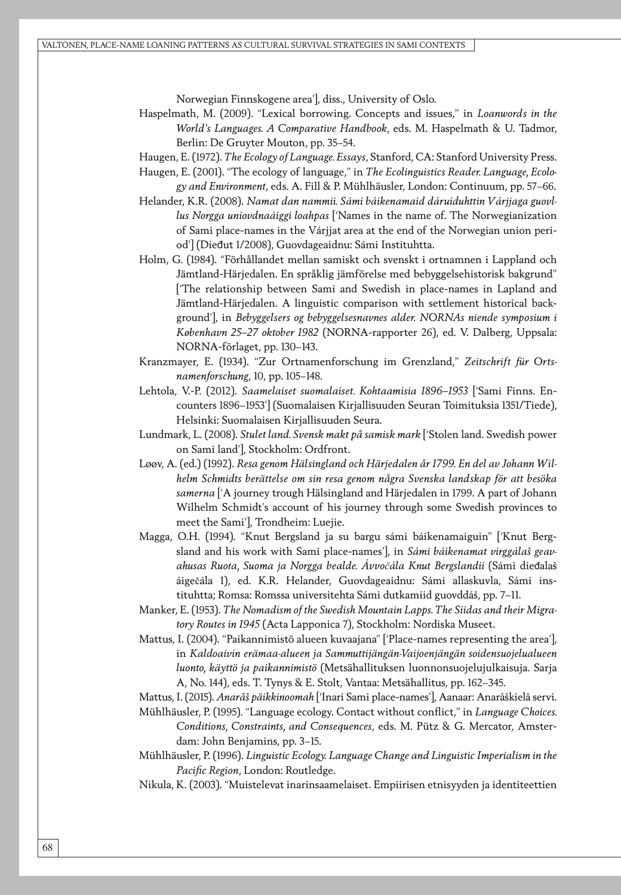Norwegian Finnskogene area'], diss., University of Oslo.

Haspelmath, M. (2009). "Lexical borrowing. Concepts and issues," in *Loanwords in the World's Languages. A Comparative Handbook*, eds. M. Haspelmath & U. Tadmor, Berlin: De Gruyter Mouton, pp. 35–54.

Haugen, E. (1972). *The Ecology of Language. Essays*, Stanford, CA: Stanford University Press.

Haugen, E. (2001). "The ecology of language," in *The Ecolinguistics Reader. Language, Ecology and Environment*, eds. A. Fill & P. Mühlhäusler, London: Continuum, pp. 57–66.

Helander, K.R. (2008). *Namat dan nammii. Sámi báikenamaid dáruiduhttin Várjjaga guovllus Norgga uniovdnaáiggi loahpas* ['Names in the name of. The Norwegianization of Sami place-names in the Várjjat area at the end of the Norwegian union period'] (Dieđut 1/2008), Guovdageaidnu: Sámi Instituhtta.

Holm, G. (1984). "Förhållandet mellan samiskt och svenskt i ortnamnen i Lappland och Jämtland-Härjedalen. En språklig jämförelse med bebyggelsehistorisk bakgrund" ['The relationship between Sami and Swedish in place-names in Lapland and Jämtland-Härjedalen. A linguistic comparison with settlement historical background'], in *Bebyggelsers og bebyggelsesnavnes alder. NORNAs niende symposium i København 25–27 oktober 1982* (NORNA-rapporter 26), ed. V. Dalberg, Uppsala: NORNA-förlaget, pp. 130–143.

Kranzmayer, E. (1934). "Zur Ortnamenforschung im Grenzland," *Zeitschrift für Ortsnamenforschung*, 10, pp. 105–148.

Lehtola, V.-P. (2012). *Saamelaiset suomalaiset. Kohtaamisia 1896–1953* ['Sami Finns. Encounters 1896–1953'] (Suomalaisen Kirjallisuuden Seuran Toimituksia 1351/Tiede), Helsinki: Suomalaisen Kirjallisuuden Seura.

Lundmark, L. (2008). *Stulet land. Svensk makt på samisk mark* ['Stolen land. Swedish power on Sami land'], Stockholm: Ordfront.

Løøv, A. (ed.) (1992). *Resa genom Hälsingland och Härjedalen år 1799. En del av Johann Wilhelm Schmidts berättelse om sin resa genom några Svenska landskap för att besöka samerna* ['A journey trough Hälsingland and Härjedalen in 1799. A part of Johann Wilhelm Schmidt's account of his journey through some Swedish provinces to meet the Sami'], Trondheim: Luejie.

Magga, O.H. (1994). "Knut Bergsland ja su bargu sámi báikenamaiguin" ['Knut Bergsland and his work with Sami place-names'], in *Sámi báikenamat virggálaš geavahusas Ruota, Suoma ja Norgga bealde. Ávvočála Knut Bergslandii* (Sámi dieđalaš áigečála 1), ed. K.R. Helander, Guovdageaidnu: Sámi allaskuvla, Sámi instituhtta; Romsa: Romssa universitehta Sámi dutkamiid guovddáš, pp. 7–11.

Manker, E. (1953). *The Nomadism of the Swedish Mountain Lapps. The Siidas and their Migratory Routes in 1945* (Acta Lapponica 7), Stockholm: Nordiska Museet.

Mattus, I. (2004). "Paikannimistö alueen kuvaajana" ['Place-names representing the area'], in *Kaldoaivin erämaa-alueen ja Sammuttijängän-Vaijoenjängän soidensuojelualueen luonto, käyttö ja paikannimistö* (Metsähallituksen luonnonsuojelujulkaisuja. Sarja A, No. 144), eds. T. Tynys & E. Stolt, Vantaa: Metsähallitus, pp. 162–345.

Mattus, I. (2015). *Anarâš päikkinoomah* ['Inari Sami place-names'], Aanaar: Anarâškielâ servi.

Mühlhäusler, P. (1995). "Language ecology. Contact without conflict," in *Language Choices. Conditions, Constraints, and Consequences*, eds. M. Pütz & G. Mercator, Amsterdam: John Benjamins, pp. 3–15.

Mühlhäusler, P. (1996). *Linguistic Ecology. Language Change and Linguistic Imperialism in the Pacific Region*, London: Routledge.

Nikula, K. (2003). "Muistelevat inarinsaamelaiset. Empiirisen etnisyyden ja identiteettien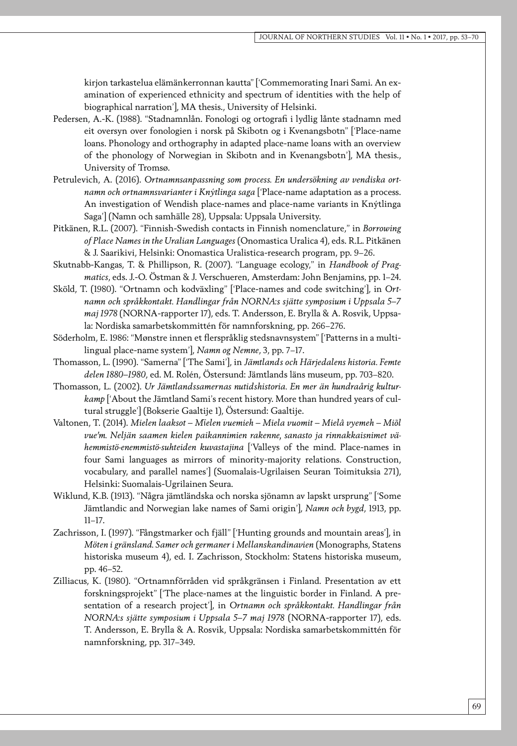kirjon tarkastelua elämänkerronnan kautta" ['Commemorating Inari Sami. An examination of experienced ethnicity and spectrum of identities with the help of biographical narration'], MA thesis., University of Helsinki.

Pedersen, A.-K. (1988). "Stadnamnlån. Fonologi og ortografi i lydlig lånte stadnamn med eit oversyn over fonologien i norsk på Skibotn og i Kvenangsbotn" ['Place-name loans. Phonology and orthography in adapted place-name loans with an overview of the phonology of Norwegian in Skibotn and in Kvenangsbotn'], MA thesis., University of Tromsø.

Petrulevich, A. (2016). *Ortnamnsanpassning som process. En undersökning av vendiska ortnamn och ortnamnsvarianter i Knýtlinga saga* ['Place-name adaptation as a process. An investigation of Wendish place-names and place-name variants in Knýtlinga Saga'] (Namn och samhälle 28), Uppsala: Uppsala University.

Pitkänen, R.L. (2007). "Finnish-Swedish contacts in Finnish nomenclature," in *Borrowing of Place Names in the Uralian Languages* (Onomastica Uralica 4), eds. R.L. Pitkänen & J. Saarikivi, Helsinki: Onomastica Uralistica-research program, pp. 9–26.

Skutnabb-Kangas, T. & Phillipson, R. (2007). "Language ecology," in *Handbook of Pragmatics*, eds. J.-O. Östman & J. Verschueren, Amsterdam: John Benjamins, pp. 1–24.

Sköld, T. (1980). "Ortnamn och kodväxling" ['Place-names and code switching'], in *Ortnamn och språkkontakt. Handlingar från NORNA:s sjätte symposium i Uppsala 5–7 maj 1978* (NORNA-rapporter 17), eds. T. Andersson, E. Brylla & A. Rosvik, Uppsala: Nordiska samarbetskommittén för namnforskning, pp. 266–276.

Söderholm, E. 1986: "Mønstre innen et flerspråklig stedsnavnsystem" ['Patterns in a multilingual place-name system'], *Namn og Nemne*, 3, pp. 7–17.

Thomasson, L. (1990). "Samerna" ['The Sami'], in *Jämtlands och Härjedalens historia. Femte delen 1880–1980*, ed. M. Rolén, Östersund: Jämtlands läns museum, pp. 703–820.

Thomasson, L. (2002). *Ur Jämtlandssamernas nutidshistoria. En mer än hundraårig kulturkamp* ['About the Jämtland Sami's recent history. More than hundred years of cultural struggle'] (Bokserie Gaaltije 1), Östersund: Gaaltije.

Valtonen, T. (2014). *Mielen laaksot – Mïelen vuemieh – Miela vuomit – Mielâ vyemeh – Miöl vue'm. Neljän saamen kielen paikannimien rakenne, sanasto ja rinnakkaisnimet vähemmistö-enemmistö-suhteiden kuvastajina* ['Valleys of the mind. Place-names in four Sami languages as mirrors of minority-majority relations. Construction, vocabulary, and parallel names'] (Suomalais-Ugrilaisen Seuran Toimituksia 271), Helsinki: Suomalais-Ugrilainen Seura.

Wiklund, K.B. (1913). "Några jämtländska och norska sjönamn av lapskt ursprung" ['Some Jämtlandic and Norwegian lake names of Sami origin'], *Namn och bygd*, 1913, pp. 11–17.

Zachrisson, I. (1997). "Fångstmarker och fjäll" ['Hunting grounds and mountain areas'], in *Möten i gränsland. Samer och germaner i Mellanskandinavien* (Monographs, Statens historiska museum 4), ed. I. Zachrisson, Stockholm: Statens historiska museum, pp. 46–52.

Zilliacus, K. (1980). "Ortnamnförråden vid språkgränsen i Finland. Presentation av ett forskningsprojekt" ['The place-names at the linguistic border in Finland. A presentation of a research project'], in *Ortnamn och språkkontakt. Handlingar från NORNA:s sjätte symposium i Uppsala 5–7 maj 1978* (NORNA-rapporter 17), eds. T. Andersson, E. Brylla & A. Rosvik, Uppsala: Nordiska samarbetskommittén för namnforskning, pp. 317–349.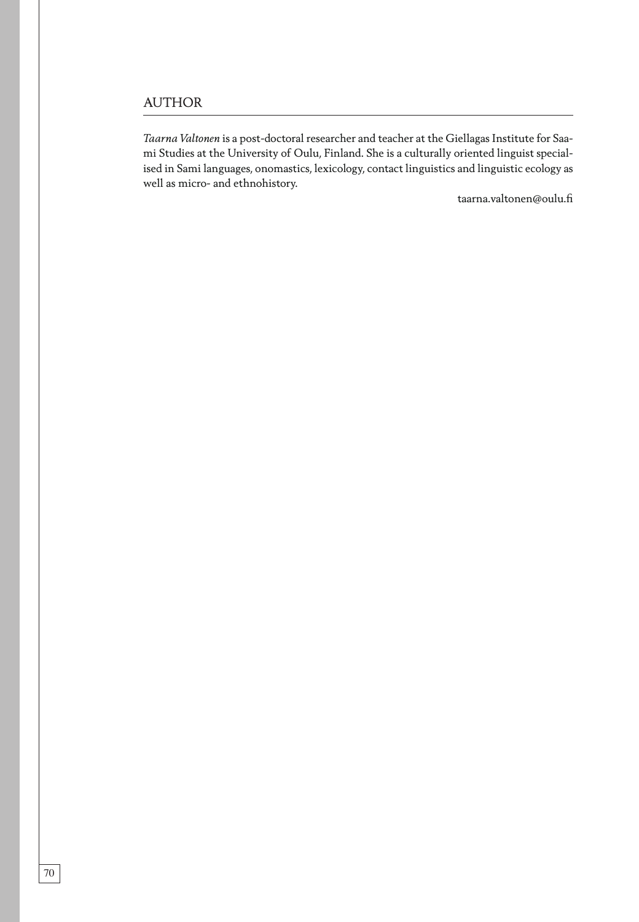## AUTHOR

*Taarna Valtonen* is a post-doctoral researcher and teacher at the Giellagas Institute for Saami Studies at the University of Oulu, Finland. She is a culturally oriented linguist specialised in Sami languages, onomastics, lexicology, contact linguistics and linguistic ecology as well as micro- and ethnohistory.

taarna.valtonen@oulu.fi